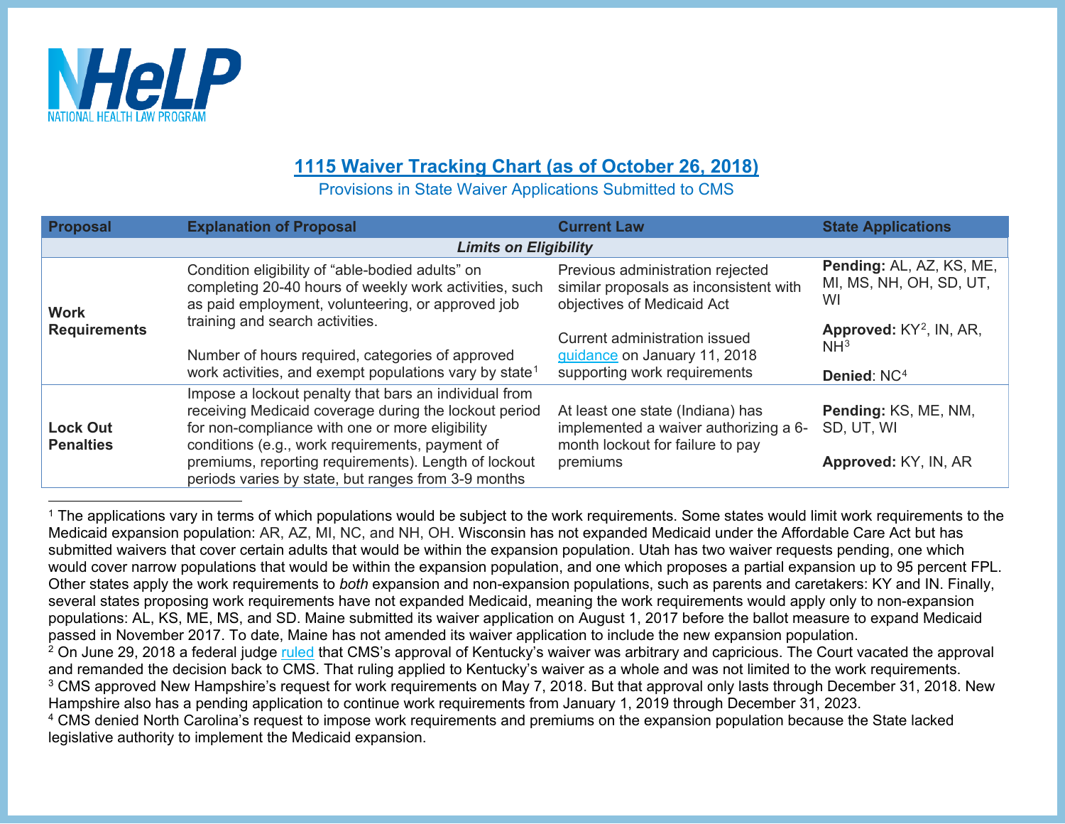NHeLP
NATIONAL HEALTH LAW PROGRAM

# 1115 Waiver Tracking Chart (as of October 26, 2018)

Provisions in State Waiver Applications Submitted to CMS

| Proposal | Explanation of Proposal | Current Law | State Applications |
|---|---|---|---|
| ***Limits on Eligibility*** | | | |
| **Work Requirements** | Condition eligibility of "able-bodied adults" on completing 20-40 hours of weekly work activities, such as paid employment, volunteering, or approved job training and search activities.<br><br>Number of hours required, categories of approved work activities, and exempt populations vary by state[1] | Previous administration rejected similar proposals as inconsistent with objectives of Medicaid Act<br><br>Current administration issued guidance on January 11, 2018 supporting work requirements | **Pending:** AL, AZ, KS, ME, MI, MS, NH, OH, SD, UT, WI<br><br>**Approved:** KY[2], IN, AR, NH[3]<br><br>**Denied**: NC[4] |
| **Lock Out Penalties** | Impose a lockout penalty that bars an individual from receiving Medicaid coverage during the lockout period for non-compliance with one or more eligibility conditions (e.g., work requirements, payment of premiums, reporting requirements). Length of lockout periods varies by state, but ranges from 3-9 months | At least one state (Indiana) has implemented a waiver authorizing a 6-month lockout for failure to pay premiums | **Pending:** KS, ME, NM, SD, UT, WI<br><br>**Approved:** KY, IN, AR |

[1] The applications vary in terms of which populations would be subject to the work requirements. Some states would limit work requirements to the Medicaid expansion population: AR, AZ, MI, NC, and NH, OH. Wisconsin has not expanded Medicaid under the Affordable Care Act but has submitted waivers that cover certain adults that would be within the expansion population. Utah has two waiver requests pending, one which would cover narrow populations that would be within the expansion population, and one which proposes a partial expansion up to 95 percent FPL. Other states apply the work requirements to *both* expansion and non-expansion populations, such as parents and caretakers: KY and IN. Finally, several states proposing work requirements have not expanded Medicaid, meaning the work requirements would apply only to non-expansion populations: AL, KS, ME, MS, and SD. Maine submitted its waiver application on August 1, 2017 before the ballot measure to expand Medicaid passed in November 2017. To date, Maine has not amended its waiver application to include the new expansion population.

[2] On June 29, 2018 a federal judge ruled that CMS's approval of Kentucky's waiver was arbitrary and capricious. The Court vacated the approval and remanded the decision back to CMS. That ruling applied to Kentucky's waiver as a whole and was not limited to the work requirements.

[3] CMS approved New Hampshire's request for work requirements on May 7, 2018. But that approval only lasts through December 31, 2018. New Hampshire also has a pending application to continue work requirements from January 1, 2019 through December 31, 2023.

[4] CMS denied North Carolina's request to impose work requirements and premiums on the expansion population because the State lacked legislative authority to implement the Medicaid expansion.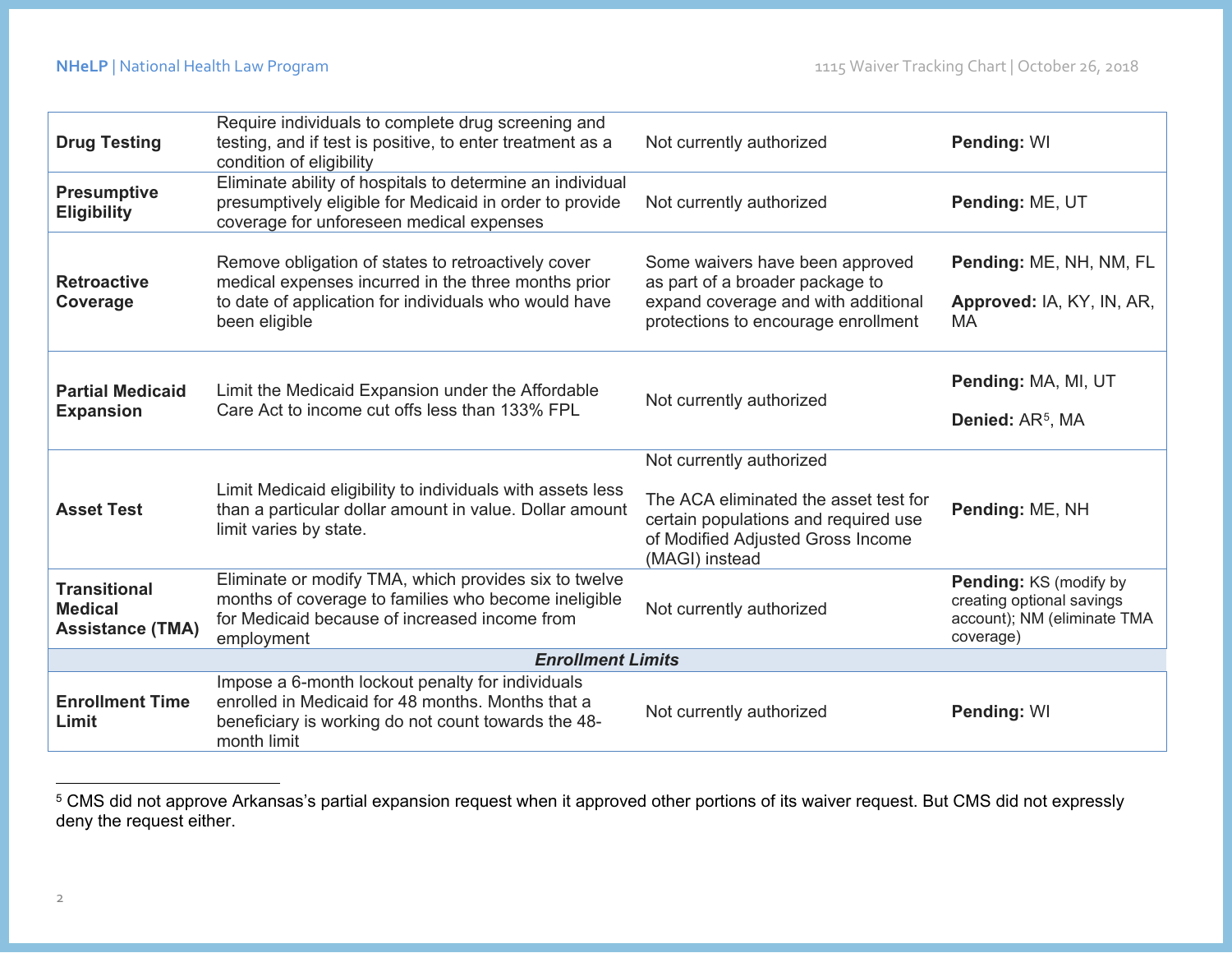| | | | |
|---|---|---|---|
| **Drug Testing** | Require individuals to complete drug screening and testing, and if test is positive, to enter treatment as a condition of eligibility | Not currently authorized | **Pending:** WI |
| **Presumptive Eligibility** | Eliminate ability of hospitals to determine an individual presumptively eligible for Medicaid in order to provide coverage for unforeseen medical expenses | Not currently authorized | **Pending:** ME, UT |
| **Retroactive Coverage** | Remove obligation of states to retroactively cover medical expenses incurred in the three months prior to date of application for individuals who would have been eligible | Some waivers have been approved as part of a broader package to expand coverage and with additional protections to encourage enrollment | **Pending:** ME, NH, NM, FL<br><br>**Approved:** IA, KY, IN, AR, MA |
| **Partial Medicaid Expansion** | Limit the Medicaid Expansion under the Affordable Care Act to income cut offs less than 133% FPL | Not currently authorized | **Pending:** MA, MI, UT<br><br>**Denied:** AR[5], MA |
| **Asset Test** | Limit Medicaid eligibility to individuals with assets less than a particular dollar amount in value. Dollar amount limit varies by state. | Not currently authorized<br><br>The ACA eliminated the asset test for certain populations and required use of Modified Adjusted Gross Income (MAGI) instead | **Pending:** ME, NH |
| **Transitional Medical Assistance (TMA)** | Eliminate or modify TMA, which provides six to twelve months of coverage to families who become ineligible for Medicaid because of increased income from employment | Not currently authorized | **Pending:** KS (modify by creating optional savings account); NM (eliminate TMA coverage) |
| ***Enrollment Limits*** | | | |
| **Enrollment Time Limit** | Impose a 6-month lockout penalty for individuals enrolled in Medicaid for 48 months. Months that a beneficiary is working do not count towards the 48-month limit | Not currently authorized | **Pending:** WI |

[5] CMS did not approve Arkansas's partial expansion request when it approved other portions of its waiver request. But CMS did not expressly deny the request either.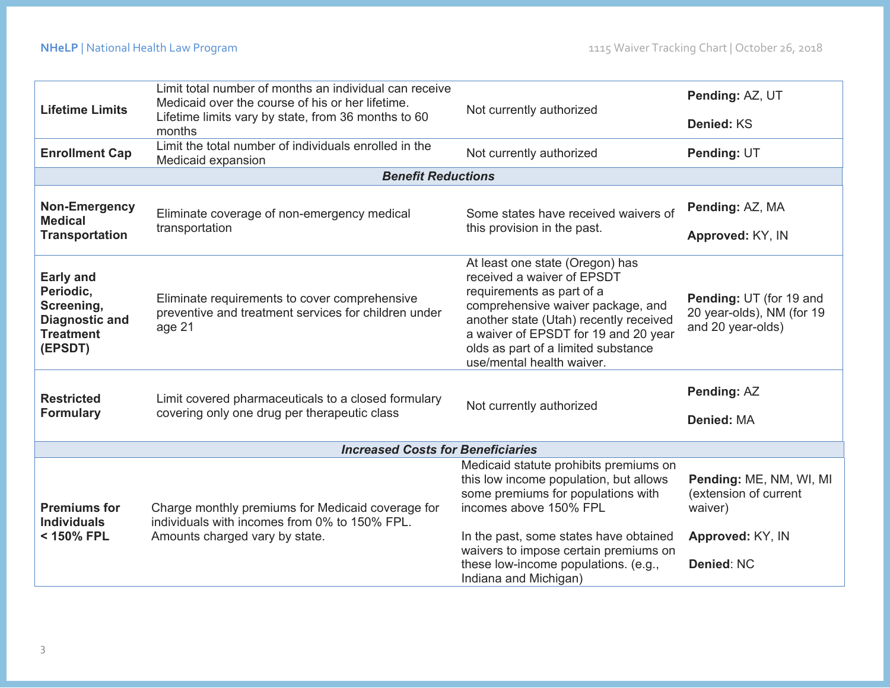| | | | |
|---|---|---|---|
| **Lifetime Limits** | Limit total number of months an individual can receive Medicaid over the course of his or her lifetime. Lifetime limits vary by state, from 36 months to 60 months | Not currently authorized | **Pending:** AZ, UT<br><br>**Denied:** KS |
| **Enrollment Cap** | Limit the total number of individuals enrolled in the Medicaid expansion | Not currently authorized | **Pending:** UT |
| | ***Benefit Reductions*** | | |
| **Non-Emergency Medical Transportation** | Eliminate coverage of non-emergency medical transportation | Some states have received waivers of this provision in the past. | **Pending:** AZ, MA<br><br>**Approved:** KY, IN |
| **Early and Periodic, Screening, Diagnostic and Treatment (EPSDT)** | Eliminate requirements to cover comprehensive preventive and treatment services for children under age 21 | At least one state (Oregon) has received a waiver of EPSDT requirements as part of a comprehensive waiver package, and another state (Utah) recently received a waiver of EPSDT for 19 and 20 year olds as part of a limited substance use/mental health waiver. | **Pending:** UT (for 19 and 20 year-olds), NM (for 19 and 20 year-olds) |
| **Restricted Formulary** | Limit covered pharmaceuticals to a closed formulary covering only one drug per therapeutic class | Not currently authorized | **Pending:** AZ<br><br>**Denied:** MA |
| | ***Increased Costs for Beneficiaries*** | | |
| **Premiums for Individuals < 150% FPL** | Charge monthly premiums for Medicaid coverage for individuals with incomes from 0% to 150% FPL. Amounts charged vary by state. | Medicaid statute prohibits premiums on this low income population, but allows some premiums for populations with incomes above 150% FPL<br><br>In the past, some states have obtained waivers to impose certain premiums on these low-income populations. (e.g., Indiana and Michigan) | **Pending:** ME, NM, WI, MI (extension of current waiver)<br><br>**Approved:** KY, IN<br><br>**Denied**: NC |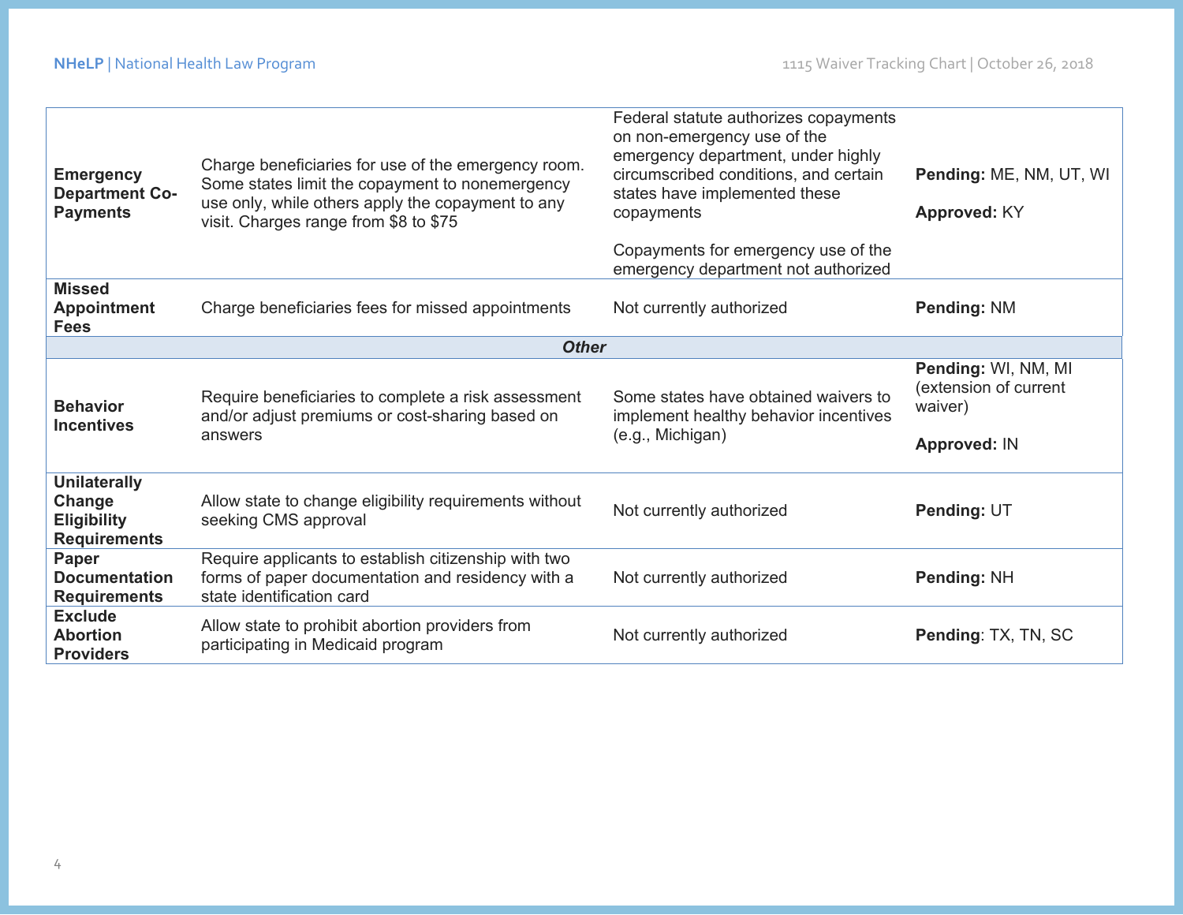| | | | |
|---|---|---|---|
| **Emergency Department Co-Payments** | Charge beneficiaries for use of the emergency room. Some states limit the copayment to nonemergency use only, while others apply the copayment to any visit. Charges range from $8 to $75 | Federal statute authorizes copayments on non-emergency use of the emergency department, under highly circumscribed conditions, and certain states have implemented these copayments<br><br>Copayments for emergency use of the emergency department not authorized | **Pending:** ME, NM, UT, WI<br><br>**Approved:** KY |
| **Missed Appointment Fees** | Charge beneficiaries fees for missed appointments | Not currently authorized | **Pending:** NM |
| ***Other*** | | | |
| **Behavior Incentives** | Require beneficiaries to complete a risk assessment and/or adjust premiums or cost-sharing based on answers | Some states have obtained waivers to implement healthy behavior incentives (e.g., Michigan) | **Pending:** WI, NM, MI (extension of current waiver)<br><br>**Approved:** IN |
| **Unilaterally Change Eligibility Requirements** | Allow state to change eligibility requirements without seeking CMS approval | Not currently authorized | **Pending:** UT |
| **Paper Documentation Requirements** | Require applicants to establish citizenship with two forms of paper documentation and residency with a state identification card | Not currently authorized | **Pending:** NH |
| **Exclude Abortion Providers** | Allow state to prohibit abortion providers from participating in Medicaid program | Not currently authorized | **Pending**: TX, TN, SC |